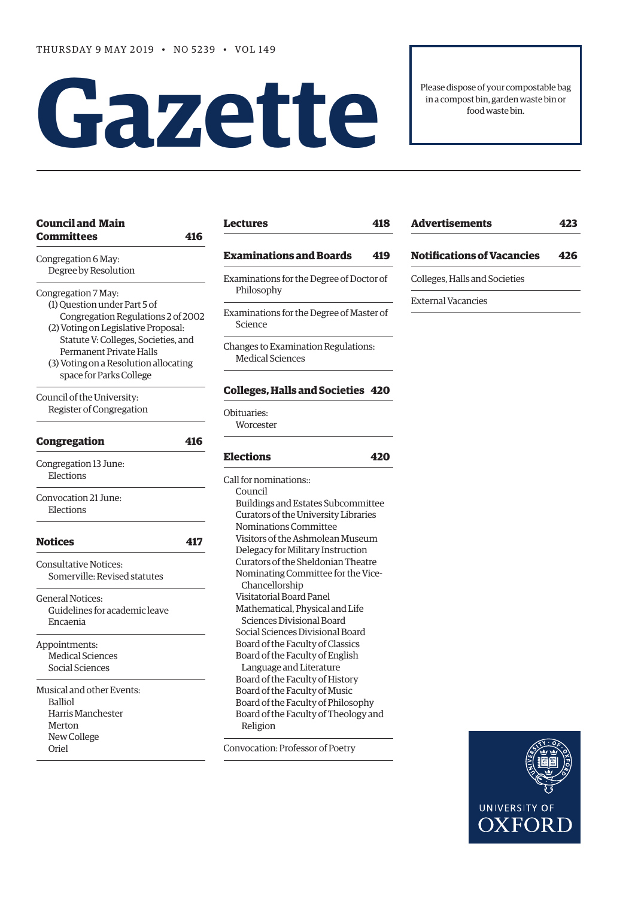THURSDAY 9 MAY 2019 • NO 5239 • VOL 149

# Gazette

Please dispose of your compostable bag in a compost bin, garden waste bin or food waste bin.

**Council and Main Committees** **416**

Congregation 6 May:
- Degree by Resolution

Congregation 7 May:
- (1) Question under Part 5 of Congregation Regulations 2 of 2002
- (2) Voting on Legislative Proposal: Statute V: Colleges, Societies, and Permanent Private Halls
- (3) Voting on a Resolution allocating space for Parks College

Council of the University:
- Register of Congregation

**Congregation** **416**

Congregation 13 June:
- Elections

Convocation 21 June:
- Elections

**Notices** **417**

Consultative Notices:
- Somerville: Revised statutes

General Notices:
- Guidelines for academic leave
- Encaenia

Appointments:
- Medical Sciences
- Social Sciences

Musical and other Events:
- Balliol
- Harris Manchester
- Merton
- New College
- Oriel

**Lectures** **418**

**Examinations and Boards** **419**

Examinations for the Degree of Doctor of Philosophy

Examinations for the Degree of Master of Science

Changes to Examination Regulations:
- Medical Sciences

**Colleges, Halls and Societies** **420**

Obituaries:
- Worcester

**Elections** **420**

Call for nominations::
- Council
- Buildings and Estates Subcommittee
- Curators of the University Libraries
- Nominations Committee
- Visitors of the Ashmolean Museum
- Delegacy for Military Instruction
- Curators of the Sheldonian Theatre
- Nominating Committee for the Vice-Chancellorship
- Visitatorial Board Panel
- Mathematical, Physical and Life Sciences Divisional Board
- Social Sciences Divisional Board
- Board of the Faculty of Classics
- Board of the Faculty of English Language and Literature
- Board of the Faculty of History
- Board of the Faculty of Music
- Board of the Faculty of Philosophy
- Board of the Faculty of Theology and Religion

Convocation: Professor of Poetry

**Advertisements** **423**

**Notifications of Vacancies** **426**

Colleges, Halls and Societies

External Vacancies

UNIVERSITY OF OXFORD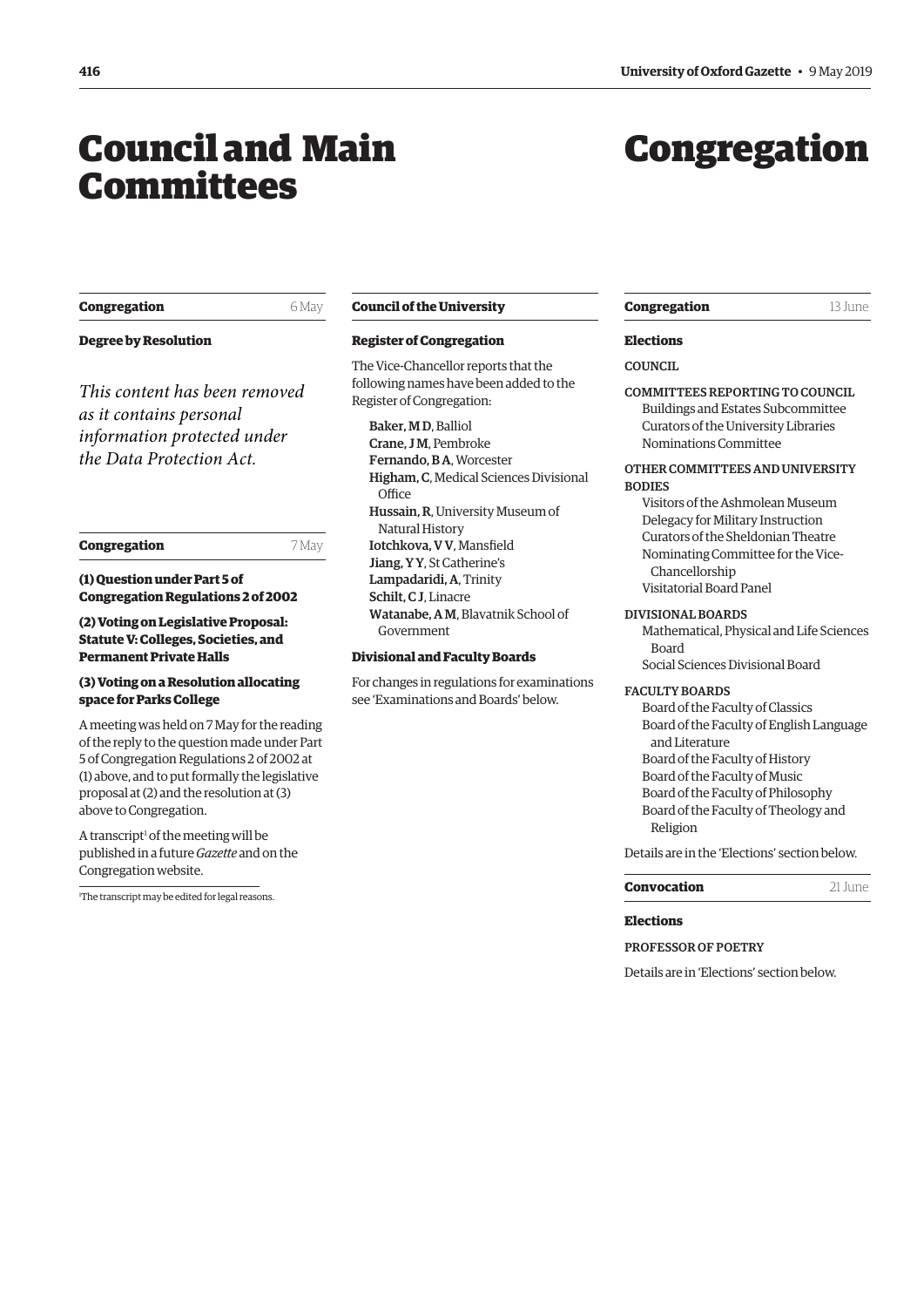# Council and Main Committees

# Congregation

**Congregation** 6 May

**Degree by Resolution**

*This content has been removed as it contains personal information protected under the Data Protection Act.*

**Congregation** 7 May

**(1) Question under Part 5 of Congregation Regulations 2 of 2002**

**(2) Voting on Legislative Proposal: Statute V: Colleges, Societies, and Permanent Private Halls**

**(3) Voting on a Resolution allocating space for Parks College**

A meeting was held on 7 May for the reading of the reply to the question made under Part 5 of Congregation Regulations 2 of 2002 at (1) above, and to put formally the legislative proposal at (2) and the resolution at (3) above to Congregation.

A transcript[1] of the meeting will be published in a future *Gazette* and on the Congregation website.

[1]The transcript may be edited for legal reasons.

**Council of the University**

**Register of Congregation**

The Vice-Chancellor reports that the following names have been added to the Register of Congregation:

Baker, M D, Balliol
Crane, J M, Pembroke
Fernando, B A, Worcester
Higham, C, Medical Sciences Divisional Office
Hussain, R, University Museum of Natural History
Iotchkova, V V, Mansfield
Jiang, Y Y, St Catherine's
Lampadaridi, A, Trinity
Schilt, C J, Linacre
Watanabe, A M, Blavatnik School of Government

**Divisional and Faculty Boards**

For changes in regulations for examinations see 'Examinations and Boards' below.

**Congregation** 13 June

**Elections**

COUNCIL

COMMITTEES REPORTING TO COUNCIL
- Buildings and Estates Subcommittee
- Curators of the University Libraries
- Nominations Committee

OTHER COMMITTEES AND UNIVERSITY BODIES
- Visitors of the Ashmolean Museum
- Delegacy for Military Instruction
- Curators of the Sheldonian Theatre
- Nominating Committee for the Vice-Chancellorship
- Visitatorial Board Panel

DIVISIONAL BOARDS
- Mathematical, Physical and Life Sciences Board
- Social Sciences Divisional Board

FACULTY BOARDS
- Board of the Faculty of Classics
- Board of the Faculty of English Language and Literature
- Board of the Faculty of History
- Board of the Faculty of Music
- Board of the Faculty of Philosophy
- Board of the Faculty of Theology and Religion

Details are in the 'Elections' section below.

**Convocation** 21 June

**Elections**

PROFESSOR OF POETRY

Details are in 'Elections' section below.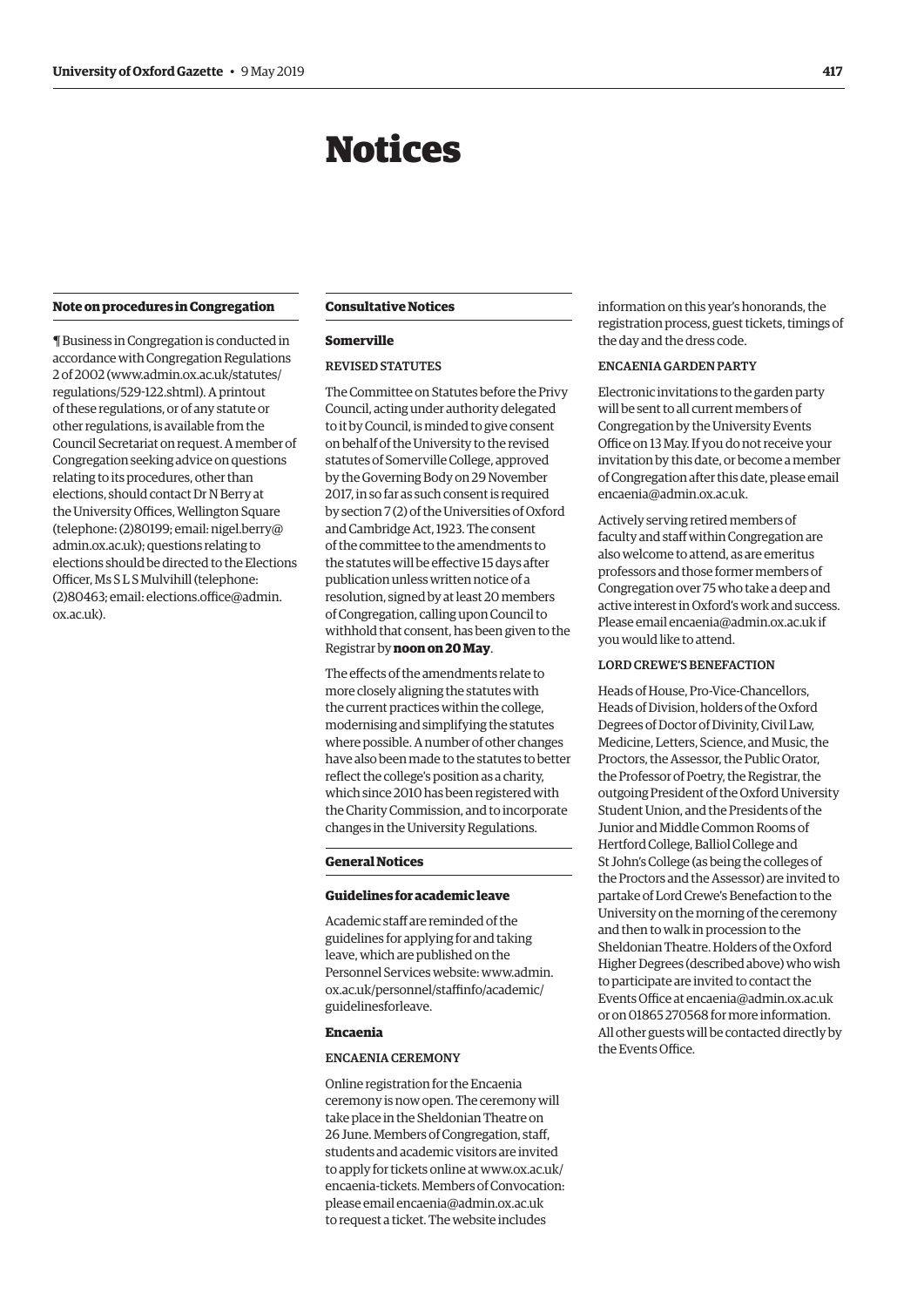# Notices

## Note on procedures in Congregation

¶ Business in Congregation is conducted in accordance with Congregation Regulations 2 of 2002 (www.admin.ox.ac.uk/statutes/regulations/529-122.shtml). A printout of these regulations, or of any statute or other regulations, is available from the Council Secretariat on request. A member of Congregation seeking advice on questions relating to its procedures, other than elections, should contact Dr N Berry at the University Offices, Wellington Square (telephone: (2)80199; email: nigel.berry@admin.ox.ac.uk); questions relating to elections should be directed to the Elections Officer, Ms S L S Mulvihill (telephone: (2)80463; email: elections.office@admin.ox.ac.uk).

## Consultative Notices

### Somerville

#### REVISED STATUTES

The Committee on Statutes before the Privy Council, acting under authority delegated to it by Council, is minded to give consent on behalf of the University to the revised statutes of Somerville College, approved by the Governing Body on 29 November 2017, in so far as such consent is required by section 7 (2) of the Universities of Oxford and Cambridge Act, 1923. The consent of the committee to the amendments to the statutes will be effective 15 days after publication unless written notice of a resolution, signed by at least 20 members of Congregation, calling upon Council to withhold that consent, has been given to the Registrar by **noon on 20 May**.

The effects of the amendments relate to more closely aligning the statutes with the current practices within the college, modernising and simplifying the statutes where possible. A number of other changes have also been made to the statutes to better reflect the college's position as a charity, which since 2010 has been registered with the Charity Commission, and to incorporate changes in the University Regulations.

## General Notices

### Guidelines for academic leave

Academic staff are reminded of the guidelines for applying for and taking leave, which are published on the Personnel Services website: www.admin.ox.ac.uk/personnel/staffinfo/academic/guidelinesforleave.

### Encaenia

#### ENCAENIA CEREMONY

Online registration for the Encaenia ceremony is now open. The ceremony will take place in the Sheldonian Theatre on 26 June. Members of Congregation, staff, students and academic visitors are invited to apply for tickets online at www.ox.ac.uk/encaenia-tickets. Members of Convocation: please email encaenia@admin.ox.ac.uk to request a ticket. The website includes information on this year's honorands, the registration process, guest tickets, timings of the day and the dress code.

#### ENCAENIA GARDEN PARTY

Electronic invitations to the garden party will be sent to all current members of Congregation by the University Events Office on 13 May. If you do not receive your invitation by this date, or become a member of Congregation after this date, please email encaenia@admin.ox.ac.uk.

Actively serving retired members of faculty and staff within Congregation are also welcome to attend, as are emeritus professors and those former members of Congregation over 75 who take a deep and active interest in Oxford's work and success. Please email encaenia@admin.ox.ac.uk if you would like to attend.

#### LORD CREWE'S BENEFACTION

Heads of House, Pro-Vice-Chancellors, Heads of Division, holders of the Oxford Degrees of Doctor of Divinity, Civil Law, Medicine, Letters, Science, and Music, the Proctors, the Assessor, the Public Orator, the Professor of Poetry, the Registrar, the outgoing President of the Oxford University Student Union, and the Presidents of the Junior and Middle Common Rooms of Hertford College, Balliol College and St John's College (as being the colleges of the Proctors and the Assessor) are invited to partake of Lord Crewe's Benefaction to the University on the morning of the ceremony and then to walk in procession to the Sheldonian Theatre. Holders of the Oxford Higher Degrees (described above) who wish to participate are invited to contact the Events Office at encaenia@admin.ox.ac.uk or on 01865 270568 for more information. All other guests will be contacted directly by the Events Office.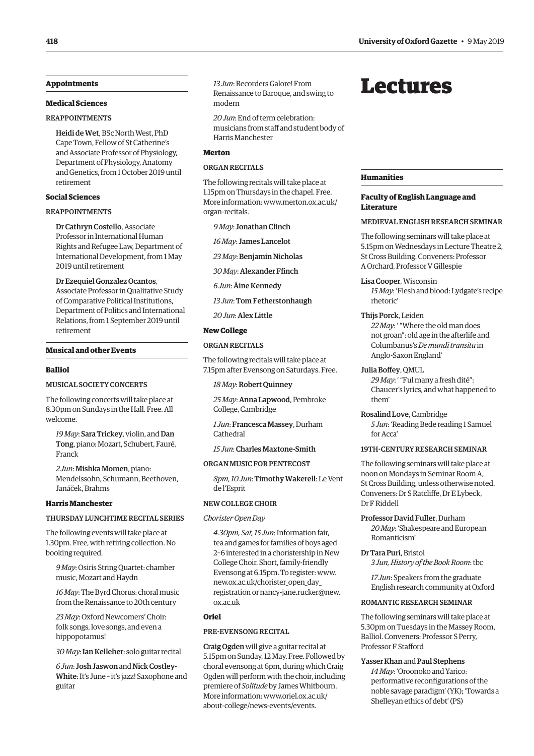## Appointments

### Medical Sciences

REAPPOINTMENTS

**Heidi de Wet**, BSc North West, PhD Cape Town, Fellow of St Catherine's and Associate Professor of Physiology, Department of Physiology, Anatomy and Genetics, from 1 October 2019 until retirement

### Social Sciences

REAPPOINTMENTS

**Dr Cathryn Costello**, Associate Professor in International Human Rights and Refugee Law, Department of International Development, from 1 May 2019 until retirement

**Dr Ezequiel Gonzalez Ocantos**, Associate Professor in Qualitative Study of Comparative Political Institutions, Department of Politics and International Relations, from 1 September 2019 until retirement

## Musical and other Events

### Balliol

MUSICAL SOCIETY CONCERTS

The following concerts will take place at 8.30pm on Sundays in the Hall. Free. All welcome.

*19 May*: **Sara Trickey**, violin, and **Dan Tong**, piano: Mozart, Schubert, Fauré, Franck

*2 Jun*: **Mishka Momen**, piano: Mendelssohn, Schumann, Beethoven, Janáček, Brahms

### Harris Manchester

THURSDAY LUNCHTIME RECITAL SERIES

The following events will take place at 1.30pm. Free, with retiring collection. No booking required.

*9 May*: Osiris String Quartet: chamber music, Mozart and Haydn

*16 May*: The Byrd Chorus: choral music from the Renaissance to 20th century

*23 May*: Oxford Newcomers' Choir: folk songs, love songs, and even a hippopotamus!

*30 May*: **Ian Kelleher**: solo guitar recital

*6 Jun*: **Josh Jaswon** and **Nick Costley-White**: It's June – it's jazz! Saxophone and guitar

*13 Jun*: Recorders Galore! From Renaissance to Baroque, and swing to modern

*20 Jun*: End of term celebration: musicians from staff and student body of Harris Manchester

### Merton

ORGAN RECITALS

The following recitals will take place at 1.15pm on Thursdays in the chapel. Free. More information: www.merton.ox.ac.uk/organ-recitals.

*9 May*: **Jonathan Clinch**

*16 May*: **James Lancelot**

*23 May*: **Benjamin Nicholas**

*30 May*: **Alexander Ffinch**

*6 Jun*: **Áine Kennedy**

*13 Jun*: **Tom Fetherstonhaugh**

*20 Jun*: **Alex Little**

### New College

ORGAN RECITALS

The following recitals will take place at 7.15pm after Evensong on Saturdays. Free.

*18 May*: **Robert Quinney**

*25 May*: **Anna Lapwood**, Pembroke College, Cambridge

*1 Jun*: **Francesca Massey**, Durham Cathedral

*15 Jun*: **Charles Maxtone-Smith**

ORGAN MUSIC FOR PENTECOST

*8pm, 10 Jun*: **Timothy Wakerell**: Le Vent de l'Esprit

NEW COLLEGE CHOIR

*Chorister Open Day*

*4.30pm, Sat, 15 Jun*: Information fair, tea and games for families of boys aged 2–6 interested in a choristership in New College Choir. Short, family-friendly Evensong at 6.15pm. To register: www.new.ox.ac.uk/chorister_open_day_registration or nancy-jane.rucker@new.ox.ac.uk

### Oriel

PRE-EVENSONG RECITAL

**Craig Ogden** will give a guitar recital at 5.15pm on Sunday, 12 May. Free. Followed by choral evensong at 6pm, during which Craig Ogden will perform with the choir, including premiere of *Solitude* by James Whitbourn. More information: www.oriel.ox.ac.uk/about-college/news-events/events.

# Lectures

## Humanities

### Faculty of English Language and Literature

MEDIEVAL ENGLISH RESEARCH SEMINAR

The following seminars will take place at 5.15pm on Wednesdays in Lecture Theatre 2, St Cross Building. Conveners: Professor A Orchard, Professor V Gillespie

**Lisa Cooper**, Wisconsin
*15 May*: 'Flesh and blood: Lydgate's recipe rhetoric'

**Thijs Porck**, Leiden
*22 May*: ' "Where the old man does not groan": old age in the afterlife and Columbanus's *De mundi transitu* in Anglo-Saxon England'

**Julia Boffey**, QMUL
*29 May*: ' "Ful many a fresh dité": Chaucer's lyrics, and what happened to them'

**Rosalind Love**, Cambridge
*5 Jun*: 'Reading Bede reading 1 Samuel for Acca'

19TH-CENTURY RESEARCH SEMINAR

The following seminars will take place at noon on Mondays in Seminar Room A, St Cross Building, unless otherwise noted. Conveners: Dr S Ratcliffe, Dr E Lybeck, Dr F Riddell

**Professor David Fuller**, Durham
*20 May*: 'Shakespeare and European Romanticism'

**Dr Tara Puri**, Bristol
*3 Jun, History of the Book Room*: tbc

*17 Jun*: Speakers from the graduate English research community at Oxford

ROMANTIC RESEARCH SEMINAR

The following seminars will take place at 5.30pm on Tuesdays in the Massey Room, Balliol. Conveners: Professor S Perry, Professor F Stafford

**Yasser Khan** and **Paul Stephens**
*14 May*: 'Oroonoko and Yarico: performative reconfigurations of the noble savage paradigm' (YK); 'Towards a Shelleyan ethics of debt' (PS)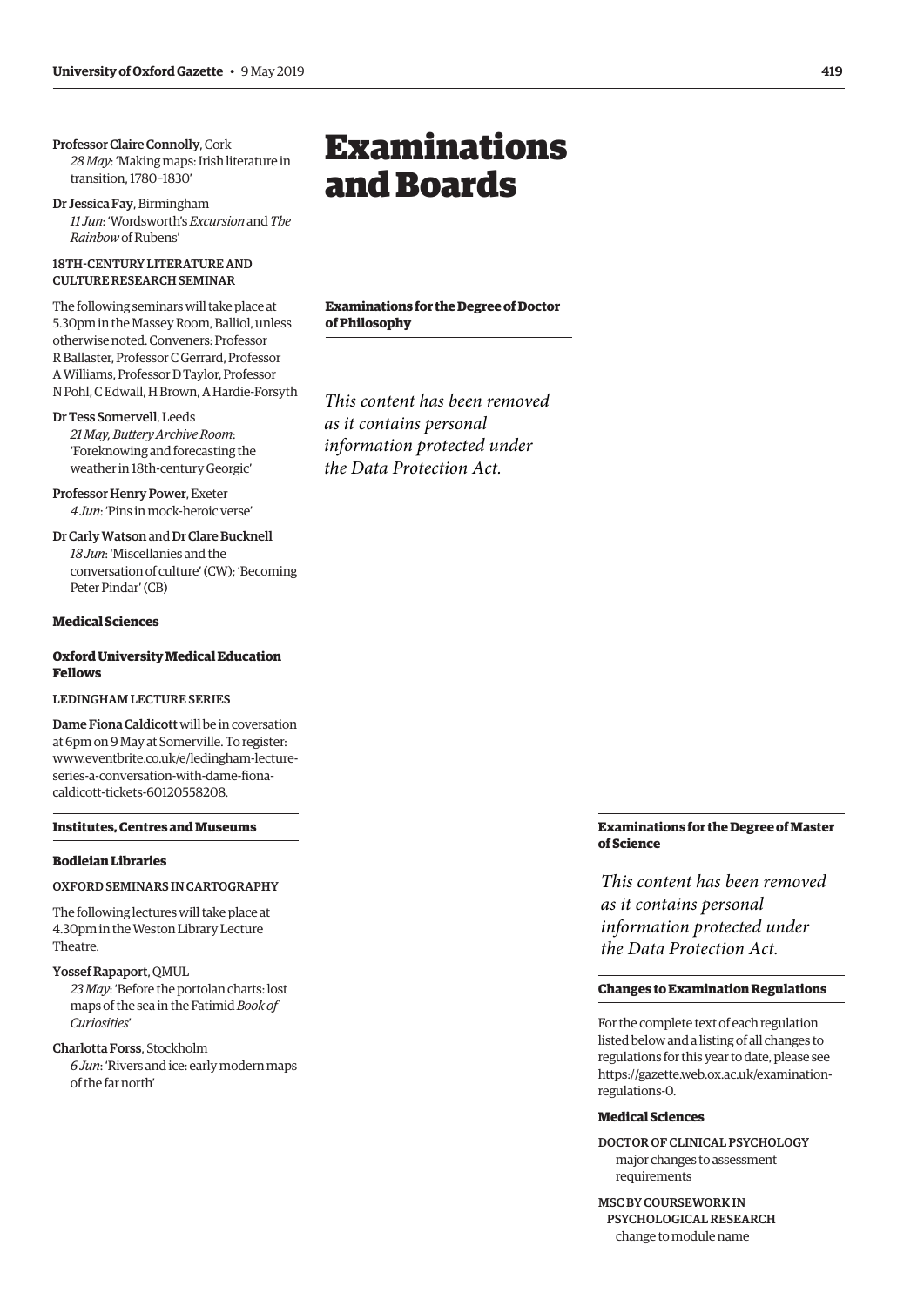Professor Claire Connolly, Cork
*28 May*: 'Making maps: Irish literature in transition, 1780–1830'

Dr Jessica Fay, Birmingham
*11 Jun*: 'Wordsworth's *Excursion* and *The Rainbow* of Rubens'

18TH-CENTURY LITERATURE AND CULTURE RESEARCH SEMINAR

The following seminars will take place at 5.30pm in the Massey Room, Balliol, unless otherwise noted. Conveners: Professor R Ballaster, Professor C Gerrard, Professor A Williams, Professor D Taylor, Professor N Pohl, C Edwall, H Brown, A Hardie-Forsyth

Dr Tess Somervell, Leeds
*21 May, Buttery Archive Room*: 'Foreknowing and forecasting the weather in 18th-century Georgic'

Professor Henry Power, Exeter
*4 Jun*: 'Pins in mock-heroic verse'

Dr Carly Watson and Dr Clare Bucknell
*18 Jun*: 'Miscellanies and the conversation of culture' (CW); 'Becoming Peter Pindar' (CB)

**Medical Sciences**

**Oxford University Medical Education Fellows**

LEDINGHAM LECTURE SERIES

Dame Fiona Caldicott will be in coversation at 6pm on 9 May at Somerville. To register: www.eventbrite.co.uk/e/ledingham-lecture-series-a-conversation-with-dame-fiona-caldicott-tickets-60120558208.

**Institutes, Centres and Museums**

**Bodleian Libraries**

OXFORD SEMINARS IN CARTOGRAPHY

The following lectures will take place at 4.30pm in the Weston Library Lecture Theatre.

Yossef Rapaport, QMUL
*23 May*: 'Before the portolan charts: lost maps of the sea in the Fatimid *Book of Curiosities*'

Charlotta Forss, Stockholm
*6 Jun*: 'Rivers and ice: early modern maps of the far north'

# Examinations and Boards

**Examinations for the Degree of Doctor of Philosophy**

*This content has been removed as it contains personal information protected under the Data Protection Act.*

**Examinations for the Degree of Master of Science**

*This content has been removed as it contains personal information protected under the Data Protection Act.*

**Changes to Examination Regulations**

For the complete text of each regulation listed below and a listing of all changes to regulations for this year to date, please see https://gazette.web.ox.ac.uk/examination-regulations-0.

**Medical Sciences**

DOCTOR OF CLINICAL PSYCHOLOGY
major changes to assessment requirements

MSC BY COURSEWORK IN PSYCHOLOGICAL RESEARCH
change to module name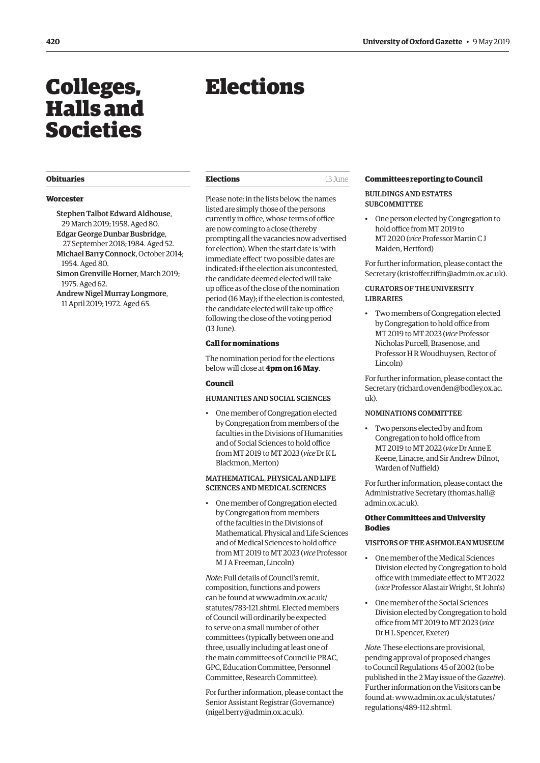# Colleges, Halls and Societies

## Obituaries

### Worcester

**Stephen Talbot Edward Aldhouse**, 29 March 2019; 1958. Aged 80.
**Edgar George Dunbar Busbridge**, 27 September 2018; 1984. Aged 52.
**Michael Barry Connock**, October 2014; 1954. Aged 80.
**Simon Grenville Horner**, March 2019; 1975. Aged 62.
**Andrew Nigel Murray Longmore**, 11 April 2019; 1972. Aged 65.

# Elections

## Elections

13 June

Please note: in the lists below, the names listed are simply those of the persons currently in office, whose terms of office are now coming to a close (thereby prompting all the vacancies now advertised for election). When the start date is 'with immediate effect' two possible dates are indicated: if the election ais uncontested, the candidate deemed elected will take up office as of the close of the nomination period (16 May); if the election is contested, the candidate elected will take up office following the close of the voting period (13 June).

### Call for nominations

The nomination period for the elections below will close at **4pm on 16 May**.

### Council

#### HUMANITIES AND SOCIAL SCIENCES

- One member of Congregation elected by Congregation from members of the faculties in the Divisions of Humanities and of Social Sciences to hold office from MT 2019 to MT 2023 (*vice* Dr K L Blackmon, Merton)

#### MATHEMATICAL, PHYSICAL AND LIFE SCIENCES AND MEDICAL SCIENCES

- One member of Congregation elected by Congregation from members of the faculties in the Divisions of Mathematical, Physical and Life Sciences and of Medical Sciences to hold office from MT 2019 to MT 2023 (*vice* Professor M J A Freeman, Lincoln)

*Note*: Full details of Council's remit, composition, functions and powers can be found at www.admin.ox.ac.uk/statutes/783-121.shtml. Elected members of Council will ordinarily be expected to serve on a small number of other committees (typically between one and three, usually including at least one of the main committees of Council ie PRAC, GPC, Education Committee, Personnel Committee, Research Committee).

For further information, please contact the Senior Assistant Registrar (Governance) (nigel.berry@admin.ox.ac.uk).

### Committees reporting to Council

#### BUILDINGS AND ESTATES SUBCOMMITTEE

- One person elected by Congregation to hold office from MT 2019 to MT 2020 (*vice* Professor Martin C J Maiden, Hertford)

For further information, please contact the Secretary (kristoffer.tiffin@admin.ox.ac.uk).

#### CURATORS OF THE UNIVERSITY LIBRARIES

- Two members of Congregation elected by Congregation to hold office from MT 2019 to MT 2023 (*vice* Professor Nicholas Purcell, Brasenose, and Professor H R Woudhuysen, Rector of Lincoln)

For further information, please contact the Secretary (richard.ovenden@bodley.ox.ac.uk).

#### NOMINATIONS COMMITTEE

- Two persons elected by and from Congregation to hold office from MT 2019 to MT 2022 (*vice* Dr Anne E Keene, Linacre, and Sir Andrew Dilnot, Warden of Nuffield)

For further information, please contact the Administrative Secretary (thomas.hall@admin.ox.ac.uk).

### Other Committees and University Bodies

#### VISITORS OF THE ASHMOLEAN MUSEUM

- One member of the Medical Sciences Division elected by Congregation to hold office with immediate effect to MT 2022 (*vice* Professor Alastair Wright, St John's)
- One member of the Social Sciences Division elected by Congregation to hold office from MT 2019 to MT 2023 (*vice* Dr H L Spencer, Exeter)

*Note*: These elections are provisional, pending approval of proposed changes to Council Regulations 45 of 2002 (to be published in the 2 May issue of the *Gazette*). Further information on the Visitors can be found at: www.admin.ox.ac.uk/statutes/regulations/489-112.shtml.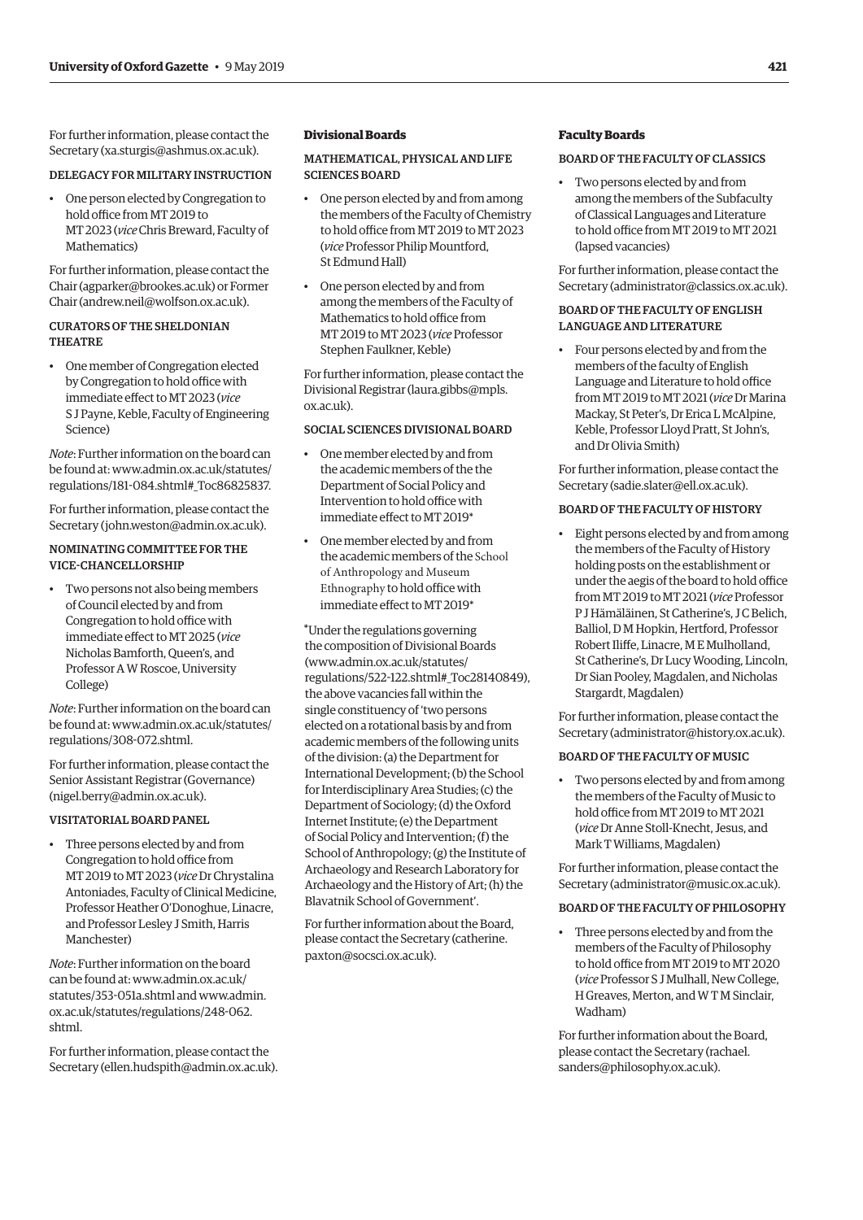For further information, please contact the Secretary (xa.sturgis@ashmus.ox.ac.uk).

#### DELEGACY FOR MILITARY INSTRUCTION

- One person elected by Congregation to hold office from MT 2019 to MT 2023 (*vice* Chris Breward, Faculty of Mathematics)

For further information, please contact the Chair (agparker@brookes.ac.uk) or Former Chair (andrew.neil@wolfson.ox.ac.uk).

#### CURATORS OF THE SHELDONIAN THEATRE

- One member of Congregation elected by Congregation to hold office with immediate effect to MT 2023 (*vice* S J Payne, Keble, Faculty of Engineering Science)

*Note*: Further information on the board can be found at: www.admin.ox.ac.uk/statutes/regulations/181-084.shtml#_Toc86825837.

For further information, please contact the Secretary (john.weston@admin.ox.ac.uk).

#### NOMINATING COMMITTEE FOR THE VICE-CHANCELLORSHIP

- Two persons not also being members of Council elected by and from Congregation to hold office with immediate effect to MT 2025 (*vice* Nicholas Bamforth, Queen's, and Professor A W Roscoe, University College)

*Note*: Further information on the board can be found at: www.admin.ox.ac.uk/statutes/regulations/308-072.shtml.

For further information, please contact the Senior Assistant Registrar (Governance) (nigel.berry@admin.ox.ac.uk).

#### VISITATORIAL BOARD PANEL

- Three persons elected by and from Congregation to hold office from MT 2019 to MT 2023 (*vice* Dr Chrystalina Antoniades, Faculty of Clinical Medicine, Professor Heather O'Donoghue, Linacre, and Professor Lesley J Smith, Harris Manchester)

*Note*: Further information on the board can be found at: www.admin.ox.ac.uk/statutes/353-051a.shtml and www.admin.ox.ac.uk/statutes/regulations/248-062.shtml.

For further information, please contact the Secretary (ellen.hudspith@admin.ox.ac.uk).

### Divisional Boards

#### MATHEMATICAL, PHYSICAL AND LIFE SCIENCES BOARD

- One person elected by and from among the members of the Faculty of Chemistry to hold office from MT 2019 to MT 2023 (*vice* Professor Philip Mountford, St Edmund Hall)
- One person elected by and from among the members of the Faculty of Mathematics to hold office from MT 2019 to MT 2023 (*vice* Professor Stephen Faulkner, Keble)

For further information, please contact the Divisional Registrar (laura.gibbs@mpls.ox.ac.uk).

#### SOCIAL SCIENCES DIVISIONAL BOARD

- One member elected by and from the academic members of the the Department of Social Policy and Intervention to hold office with immediate effect to MT 2019*
- One member elected by and from the academic members of the School of Anthropology and Museum Ethnography to hold office with immediate effect to MT 2019*

*Under the regulations governing the composition of Divisional Boards (www.admin.ox.ac.uk/statutes/regulations/522-122.shtml#_Toc28140849), the above vacancies fall within the single constituency of 'two persons elected on a rotational basis by and from academic members of the following units of the division: (a) the Department for International Development; (b) the School for Interdisciplinary Area Studies; (c) the Department of Sociology; (d) the Oxford Internet Institute; (e) the Department of Social Policy and Intervention; (f) the School of Anthropology; (g) the Institute of Archaeology and Research Laboratory for Archaeology and the History of Art; (h) the Blavatnik School of Government'.

For further information about the Board, please contact the Secretary (catherine.paxton@socsci.ox.ac.uk).

### Faculty Boards

#### BOARD OF THE FACULTY OF CLASSICS

- Two persons elected by and from among the members of the Subfaculty of Classical Languages and Literature to hold office from MT 2019 to MT 2021 (lapsed vacancies)

For further information, please contact the Secretary (administrator@classics.ox.ac.uk).

#### BOARD OF THE FACULTY OF ENGLISH LANGUAGE AND LITERATURE

- Four persons elected by and from the members of the faculty of English Language and Literature to hold office from MT 2019 to MT 2021 (*vice* Dr Marina Mackay, St Peter's, Dr Erica L McAlpine, Keble, Professor Lloyd Pratt, St John's, and Dr Olivia Smith)

For further information, please contact the Secretary (sadie.slater@ell.ox.ac.uk).

#### BOARD OF THE FACULTY OF HISTORY

- Eight persons elected by and from among the members of the Faculty of History holding posts on the establishment or under the aegis of the board to hold office from MT 2019 to MT 2021 (*vice* Professor P J Hämäläinen, St Catherine's, J C Belich, Balliol, D M Hopkin, Hertford, Professor Robert Iliffe, Linacre, M E Mulholland, St Catherine's, Dr Lucy Wooding, Lincoln, Dr Sian Pooley, Magdalen, and Nicholas Stargardt, Magdalen)

For further information, please contact the Secretary (administrator@history.ox.ac.uk).

#### BOARD OF THE FACULTY OF MUSIC

- Two persons elected by and from among the members of the Faculty of Music to hold office from MT 2019 to MT 2021 (*vice* Dr Anne Stoll-Knecht, Jesus, and Mark T Williams, Magdalen)

For further information, please contact the Secretary (administrator@music.ox.ac.uk).

#### BOARD OF THE FACULTY OF PHILOSOPHY

- Three persons elected by and from the members of the Faculty of Philosophy to hold office from MT 2019 to MT 2020 (*vice* Professor S J Mulhall, New College, H Greaves, Merton, and W T M Sinclair, Wadham)

For further information about the Board, please contact the Secretary (rachael.sanders@philosophy.ox.ac.uk).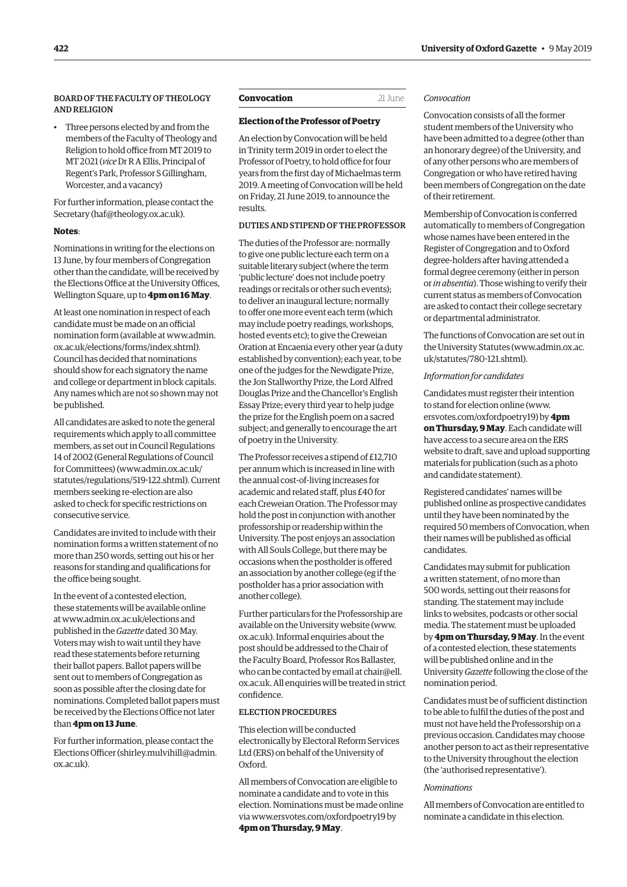BOARD OF THE FACULTY OF THEOLOGY AND RELIGION

- Three persons elected by and from the members of the Faculty of Theology and Religion to hold office from MT 2019 to MT 2021 (*vice* Dr R A Ellis, Principal of Regent's Park, Professor S Gillingham, Worcester, and a vacancy)

For further information, please contact the Secretary (haf@theology.ox.ac.uk).

**Notes**:

Nominations in writing for the elections on 13 June, by four members of Congregation other than the candidate, will be received by the Elections Office at the University Offices, Wellington Square, up to **4pm on 16 May**.

At least one nomination in respect of each candidate must be made on an official nomination form (available at www.admin.ox.ac.uk/elections/forms/index.shtml). Council has decided that nominations should show for each signatory the name and college or department in block capitals. Any names which are not so shown may not be published.

All candidates are asked to note the general requirements which apply to all committee members, as set out in Council Regulations 14 of 2002 (General Regulations of Council for Committees) (www.admin.ox.ac.uk/statutes/regulations/519-122.shtml). Current members seeking re-election are also asked to check for specific restrictions on consecutive service.

Candidates are invited to include with their nomination forms a written statement of no more than 250 words, setting out his or her reasons for standing and qualifications for the office being sought.

In the event of a contested election, these statements will be available online at www.admin.ox.ac.uk/elections and published in the *Gazette* dated 30 May. Voters may wish to wait until they have read these statements before returning their ballot papers. Ballot papers will be sent out to members of Congregation as soon as possible after the closing date for nominations. Completed ballot papers must be received by the Elections Office not later than **4pm on 13 June**.

For further information, please contact the Elections Officer (shirley.mulvihill@admin.ox.ac.uk).

## Convocation — 21 June

### Election of the Professor of Poetry

An election by Convocation will be held in Trinity term 2019 in order to elect the Professor of Poetry, to hold office for four years from the first day of Michaelmas term 2019. A meeting of Convocation will be held on Friday, 21 June 2019, to announce the results.

DUTIES AND STIPEND OF THE PROFESSOR

The duties of the Professor are: normally to give one public lecture each term on a suitable literary subject (where the term 'public lecture' does not include poetry readings or recitals or other such events); to deliver an inaugural lecture; normally to offer one more event each term (which may include poetry readings, workshops, hosted events etc); to give the Creweian Oration at Encaenia every other year (a duty established by convention); each year, to be one of the judges for the Newdigate Prize, the Jon Stallworthy Prize, the Lord Alfred Douglas Prize and the Chancellor's English Essay Prize; every third year to help judge the prize for the English poem on a sacred subject; and generally to encourage the art of poetry in the University.

The Professor receives a stipend of £12,710 per annum which is increased in line with the annual cost-of-living increases for academic and related staff, plus £40 for each Creweian Oration. The Professor may hold the post in conjunction with another professorship or readership within the University. The post enjoys an association with All Souls College, but there may be occasions when the postholder is offered an association by another college (eg if the postholder has a prior association with another college).

Further particulars for the Professorship are available on the University website (www.ox.ac.uk). Informal enquiries about the post should be addressed to the Chair of the Faculty Board, Professor Ros Ballaster, who can be contacted by email at chair@ell.ox.ac.uk. All enquiries will be treated in strict confidence.

ELECTION PROCEDURES

This election will be conducted electronically by Electoral Reform Services Ltd (ERS) on behalf of the University of Oxford.

All members of Convocation are eligible to nominate a candidate and to vote in this election. Nominations must be made online via www.ersvotes.com/oxfordpoetry19 by **4pm on Thursday, 9 May**.

*Convocation*

Convocation consists of all the former student members of the University who have been admitted to a degree (other than an honorary degree) of the University, and of any other persons who are members of Congregation or who have retired having been members of Congregation on the date of their retirement.

Membership of Convocation is conferred automatically to members of Congregation whose names have been entered in the Register of Congregation and to Oxford degree-holders after having attended a formal degree ceremony (either in person or *in absentia*). Those wishing to verify their current status as members of Convocation are asked to contact their college secretary or departmental administrator.

The functions of Convocation are set out in the University Statutes (www.admin.ox.ac.uk/statutes/780-121.shtml).

*Information for candidates*

Candidates must register their intention to stand for election online (www.ersvotes.com/oxfordpoetry19) by **4pm on Thursday, 9 May**. Each candidate will have access to a secure area on the ERS website to draft, save and upload supporting materials for publication (such as a photo and candidate statement).

Registered candidates' names will be published online as prospective candidates until they have been nominated by the required 50 members of Convocation, when their names will be published as official candidates.

Candidates may submit for publication a written statement, of no more than 500 words, setting out their reasons for standing. The statement may include links to websites, podcasts or other social media. The statement must be uploaded by **4pm on Thursday, 9 May**. In the event of a contested election, these statements will be published online and in the University *Gazette* following the close of the nomination period.

Candidates must be of sufficient distinction to be able to fulfil the duties of the post and must not have held the Professorship on a previous occasion. Candidates may choose another person to act as their representative to the University throughout the election (the 'authorised representative').

*Nominations*

All members of Convocation are entitled to nominate a candidate in this election.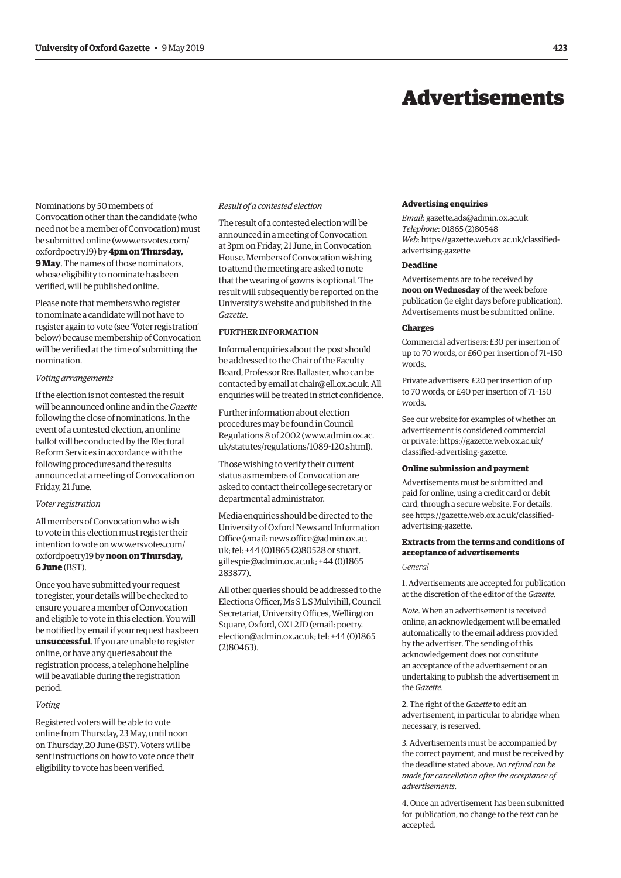# Advertisements

Nominations by 50 members of Convocation other than the candidate (who need not be a member of Convocation) must be submitted online (www.ersvotes.com/oxfordpoetry19) by **4pm on Thursday, 9 May**. The names of those nominators, whose eligibility to nominate has been verified, will be published online.

Please note that members who register to nominate a candidate will not have to register again to vote (see 'Voter registration' below) because membership of Convocation will be verified at the time of submitting the nomination.

*Voting arrangements*

If the election is not contested the result will be announced online and in the *Gazette* following the close of nominations. In the event of a contested election, an online ballot will be conducted by the Electoral Reform Services in accordance with the following procedures and the results announced at a meeting of Convocation on Friday, 21 June.

*Voter registration*

All members of Convocation who wish to vote in this election must register their intention to vote on www.ersvotes.com/oxfordpoetry19 by **noon on Thursday, 6 June** (BST).

Once you have submitted your request to register, your details will be checked to ensure you are a member of Convocation and eligible to vote in this election. You will be notified by email if your request has been **unsuccessful**. If you are unable to register online, or have any queries about the registration process, a telephone helpline will be available during the registration period.

*Voting*

Registered voters will be able to vote online from Thursday, 23 May, until noon on Thursday, 20 June (BST). Voters will be sent instructions on how to vote once their eligibility to vote has been verified.

*Result of a contested election*

The result of a contested election will be announced in a meeting of Convocation at 3pm on Friday, 21 June, in Convocation House. Members of Convocation wishing to attend the meeting are asked to note that the wearing of gowns is optional. The result will subsequently be reported on the University's website and published in the *Gazette*.

FURTHER INFORMATION

Informal enquiries about the post should be addressed to the Chair of the Faculty Board, Professor Ros Ballaster, who can be contacted by email at chair@ell.ox.ac.uk. All enquiries will be treated in strict confidence.

Further information about election procedures may be found in Council Regulations 8 of 2002 (www.admin.ox.ac.uk/statutes/regulations/1089-120.shtml).

Those wishing to verify their current status as members of Convocation are asked to contact their college secretary or departmental administrator.

Media enquiries should be directed to the University of Oxford News and Information Office (email: news.office@admin.ox.ac.uk; tel: +44 (0)1865 (2)80528 or stuart.gillespie@admin.ox.ac.uk; +44 (0)1865 283877).

All other queries should be addressed to the Elections Officer, Ms S L S Mulvihill, Council Secretariat, University Offices, Wellington Square, Oxford, OX1 2JD (email: poetry.election@admin.ox.ac.uk; tel: +44 (0)1865 (2)80463).

**Advertising enquiries**

*Email*: gazette.ads@admin.ox.ac.uk
*Telephone*: 01865 (2)80548
*Web*: https://gazette.web.ox.ac.uk/classified-advertising-gazette

**Deadline**

Advertisements are to be received by **noon on Wednesday** of the week before publication (ie eight days before publication). Advertisements must be submitted online.

**Charges**

Commercial advertisers: £30 per insertion of up to 70 words, or £60 per insertion of 71–150 words.

Private advertisers: £20 per insertion of up to 70 words, or £40 per insertion of 71–150 words.

See our website for examples of whether an advertisement is considered commercial or private: https://gazette.web.ox.ac.uk/classified-advertising-gazette.

**Online submission and payment**

Advertisements must be submitted and paid for online, using a credit card or debit card, through a secure website. For details, see https://gazette.web.ox.ac.uk/classified-advertising-gazette.

**Extracts from the terms and conditions of acceptance of advertisements**

*General*

1. Advertisements are accepted for publication at the discretion of the editor of the *Gazette*.

*Note*. When an advertisement is received online, an acknowledgement will be emailed automatically to the email address provided by the advertiser. The sending of this acknowledgement does not constitute an acceptance of the advertisement or an undertaking to publish the advertisement in the *Gazette*.

2. The right of the *Gazette* to edit an advertisement, in particular to abridge when necessary, is reserved.

3. Advertisements must be accompanied by the correct payment, and must be received by the deadline stated above. *No refund can be made for cancellation after the acceptance of advertisements*.

4. Once an advertisement has been submitted for publication, no change to the text can be accepted.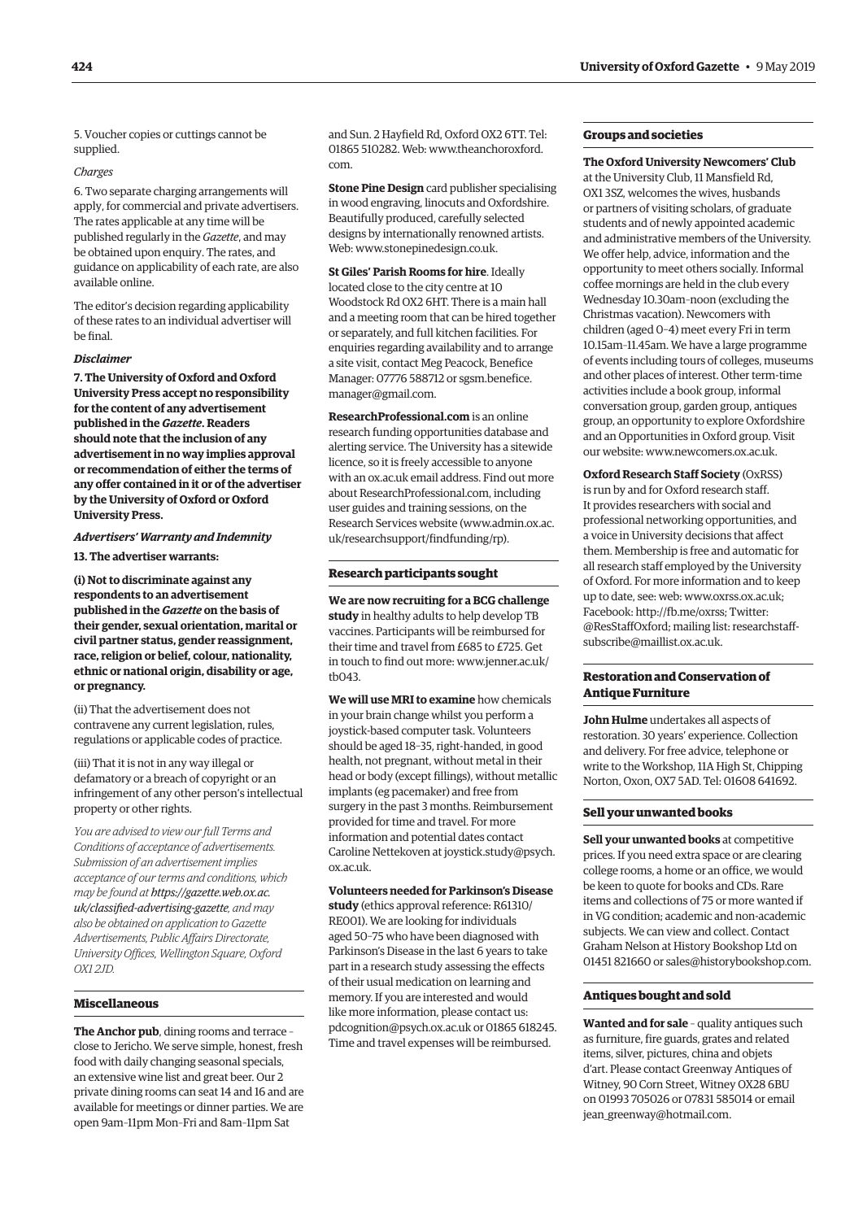5. Voucher copies or cuttings cannot be supplied.

*Charges*

6. Two separate charging arrangements will apply, for commercial and private advertisers. The rates applicable at any time will be published regularly in the *Gazette*, and may be obtained upon enquiry. The rates, and guidance on applicability of each rate, are also available online.

The editor's decision regarding applicability of these rates to an individual advertiser will be final.

***Disclaimer***

**7. The University of Oxford and Oxford University Press accept no responsibility for the content of any advertisement published in the *Gazette*. Readers should note that the inclusion of any advertisement in no way implies approval or recommendation of either the terms of any offer contained in it or of the advertiser by the University of Oxford or Oxford University Press.**

***Advertisers' Warranty and Indemnity***

**13. The advertiser warrants:**

**(i) Not to discriminate against any respondents to an advertisement published in the *Gazette* on the basis of their gender, sexual orientation, marital or civil partner status, gender reassignment, race, religion or belief, colour, nationality, ethnic or national origin, disability or age, or pregnancy.**

(ii) That the advertisement does not contravene any current legislation, rules, regulations or applicable codes of practice.

(iii) That it is not in any way illegal or defamatory or a breach of copyright or an infringement of any other person's intellectual property or other rights.

*You are advised to view our full Terms and Conditions of acceptance of advertisements. Submission of an advertisement implies acceptance of our terms and conditions, which may be found at **https://gazette.web.ox.ac.uk/classified-advertising-gazette**, and may also be obtained on application to Gazette Advertisements, Public Affairs Directorate, University Offices, Wellington Square, Oxford OX1 2JD.*

### Miscellaneous

**The Anchor pub**, dining rooms and terrace – close to Jericho. We serve simple, honest, fresh food with daily changing seasonal specials, an extensive wine list and great beer. Our 2 private dining rooms can seat 14 and 16 and are available for meetings or dinner parties. We are open 9am–11pm Mon–Fri and 8am–11pm Sat and Sun. 2 Hayfield Rd, Oxford OX2 6TT. Tel: 01865 510282. Web: www.theanchoroxford.com.

**Stone Pine Design** card publisher specialising in wood engraving, linocuts and Oxfordshire. Beautifully produced, carefully selected designs by internationally renowned artists. Web: www.stonepinedesign.co.uk.

**St Giles' Parish Rooms for hire**. Ideally located close to the city centre at 10 Woodstock Rd OX2 6HT. There is a main hall and a meeting room that can be hired together or separately, and full kitchen facilities. For enquiries regarding availability and to arrange a site visit, contact Meg Peacock, Benefice Manager: 07776 588712 or sgsm.benefice.manager@gmail.com.

**ResearchProfessional.com** is an online research funding opportunities database and alerting service. The University has a sitewide licence, so it is freely accessible to anyone with an ox.ac.uk email address. Find out more about ResearchProfessional.com, including user guides and training sessions, on the Research Services website (www.admin.ox.ac.uk/researchsupport/findfunding/rp).

### Research participants sought

**We are now recruiting for a BCG challenge study** in healthy adults to help develop TB vaccines. Participants will be reimbursed for their time and travel from £685 to £725. Get in touch to find out more: www.jenner.ac.uk/tb043.

**We will use MRI to examine** how chemicals in your brain change whilst you perform a joystick-based computer task. Volunteers should be aged 18–35, right-handed, in good health, not pregnant, without metal in their head or body (except fillings), without metallic implants (eg pacemaker) and free from surgery in the past 3 months. Reimbursement provided for time and travel. For more information and potential dates contact Caroline Nettekoven at joystick.study@psych.ox.ac.uk.

**Volunteers needed for Parkinson's Disease study** (ethics approval reference: R61310/RE001). We are looking for individuals aged 50–75 who have been diagnosed with Parkinson's Disease in the last 6 years to take part in a research study assessing the effects of their usual medication on learning and memory. If you are interested and would like more information, please contact us: pdcognition@psych.ox.ac.uk or 01865 618245. Time and travel expenses will be reimbursed.

### Groups and societies

**The Oxford University Newcomers' Club** at the University Club, 11 Mansfield Rd, OX1 3SZ, welcomes the wives, husbands or partners of visiting scholars, of graduate students and of newly appointed academic and administrative members of the University. We offer help, advice, information and the opportunity to meet others socially. Informal coffee mornings are held in the club every Wednesday 10.30am–noon (excluding the Christmas vacation). Newcomers with children (aged 0–4) meet every Fri in term 10.15am–11.45am. We have a large programme of events including tours of colleges, museums and other places of interest. Other term-time activities include a book group, informal conversation group, garden group, antiques group, an opportunity to explore Oxfordshire and an Opportunities in Oxford group. Visit our website: www.newcomers.ox.ac.uk.

**Oxford Research Staff Society** (OxRSS) is run by and for Oxford research staff. It provides researchers with social and professional networking opportunities, and a voice in University decisions that affect them. Membership is free and automatic for all research staff employed by the University of Oxford. For more information and to keep up to date, see: web: www.oxrss.ox.ac.uk; Facebook: http://fb.me/oxrss; Twitter: @ResStaffOxford; mailing list: researchstaff-subscribe@maillist.ox.ac.uk.

### Restoration and Conservation of Antique Furniture

**John Hulme** undertakes all aspects of restoration. 30 years' experience. Collection and delivery. For free advice, telephone or write to the Workshop, 11A High St, Chipping Norton, Oxon, OX7 5AD. Tel: 01608 641692.

### Sell your unwanted books

**Sell your unwanted books** at competitive prices. If you need extra space or are clearing college rooms, a home or an office, we would be keen to quote for books and CDs. Rare items and collections of 75 or more wanted if in VG condition; academic and non-academic subjects. We can view and collect. Contact Graham Nelson at History Bookshop Ltd on 01451 821660 or sales@historybookshop.com.

### Antiques bought and sold

**Wanted and for sale** – quality antiques such as furniture, fire guards, grates and related items, silver, pictures, china and objets d'art. Please contact Greenway Antiques of Witney, 90 Corn Street, Witney OX28 6BU on 01993 705026 or 07831 585014 or email jean_greenway@hotmail.com.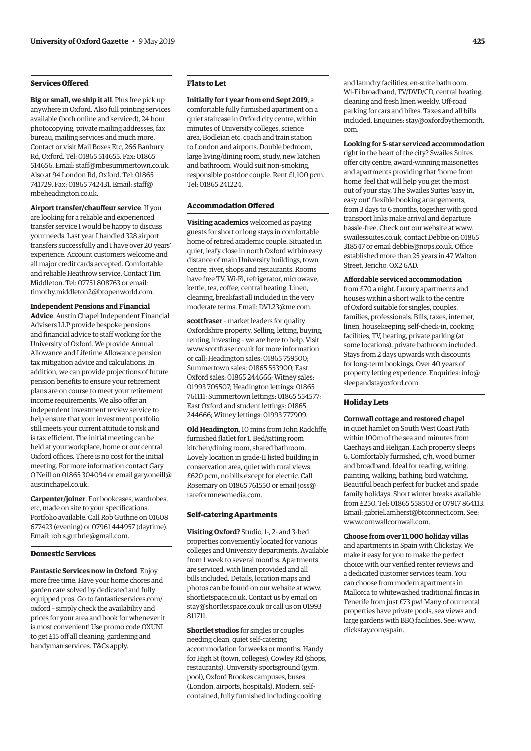## Services Offered

**Big or small, we ship it all**. Plus free pick up anywhere in Oxford. Also full printing services available (both online and serviced), 24 hour photocopying, private mailing addresses, fax bureau, mailing services and much more. Contact or visit Mail Boxes Etc, 266 Banbury Rd, Oxford. Tel: 01865 514655. Fax: 01865 514656. Email: staff@mbesummertown.co.uk. Also at 94 London Rd, Oxford. Tel: 01865 741729. Fax: 01865 742431. Email: staff@mbeheadington.co.uk.

**Airport transfer/chauffeur service**. If you are looking for a reliable and experienced transfer service I would be happy to discuss your needs. Last year I handled 328 airport transfers successfully and I have over 20 years' experience. Account customers welcome and all major credit cards accepted. Comfortable and reliable Heathrow service. Contact Tim Middleton. Tel: 07751 808763 or email: timothy.middleton2@btopenworld.com.

**Independent Pensions and Financial Advice**. Austin Chapel Independent Financial Advisers LLP provide bespoke pensions and financial advice to staff working for the University of Oxford. We provide Annual Allowance and Lifetime Allowance pension tax mitigation advice and calculations. In addition, we can provide projections of future pension benefits to ensure your retirement plans are on course to meet your retirement income requirements. We also offer an independent investment review service to help ensure that your investment portfolio still meets your current attitude to risk and is tax efficient. The initial meeting can be held at your workplace, home or our central Oxford offices. There is no cost for the initial meeting. For more information contact Gary O'Neill on 01865 304094 or email gary.oneill@austinchapel.co.uk.

**Carpenter/joiner**. For bookcases, wardrobes, etc, made on site to your specifications. Portfolio available. Call Rob Guthrie on 01608 677423 (evening) or 07961 444957 (daytime). Email: rob.s.guthrie@gmail.com.

## Domestic Services

**Fantastic Services now in Oxford**. Enjoy more free time. Have your home chores and garden care solved by dedicated and fully equipped pros. Go to fantasticservices.com/oxford – simply check the availability and prices for your area and book for whenever it is most convenient! Use promo code OXUNI to get £15 off all cleaning, gardening and handyman services. T&Cs apply.

## Flats to Let

**Initially for 1 year from end Sept 2019**, a comfortable fully furnished apartment on a quiet staircase in Oxford city centre, within minutes of University colleges, science area, Bodleian etc, coach and train station to London and airports. Double bedroom, large living/dining room, study, new kitchen and bathroom. Would suit non-smoking, responsible postdoc couple. Rent £1,100 pcm. Tel: 01865 241224.

## Accommodation Offered

**Visiting academics** welcomed as paying guests for short or long stays in comfortable home of retired academic couple. Situated in quiet, leafy close in north Oxford within easy distance of main University buildings, town centre, river, shops and restaurants. Rooms have free TV, Wi-Fi, refrigerator, microwave, kettle, tea, coffee, central heating. Linen, cleaning, breakfast all included in the very moderate terms. Email: DVL23@me.com.

**scottfraser** – market leaders for quality Oxfordshire property. Selling, letting, buying, renting, investing – we are here to help. Visit www.scottfraser.co.uk for more information or call: Headington sales: 01865 759500; Summertown sales: 01865 553900; East Oxford sales: 01865 244666; Witney sales: 01993 705507; Headington lettings: 01865 761111; Summertown lettings: 01865 554577; East Oxford and student lettings: 01865 244666; Witney lettings: 01993 777909.

**Old Headington**, 10 mins from John Radcliffe, furnished flatlet for 1. Bed/sitting room kitchen/dining room, shared bathroom. Lovely location in grade-II listed building in conservation area, quiet with rural views. £620 pcm, no bills except for electric. Call Rosemary on 01865 761550 or email joss@rareformnewmedia.com.

## Self-catering Apartments

**Visiting Oxford?** Studio, 1-, 2- and 3-bed properties conveniently located for various colleges and University departments. Available from 1 week to several months. Apartments are serviced, with linen provided and all bills included. Details, location maps and photos can be found on our website at www.shortletspace.co.uk. Contact us by email on stay@shortletspace.co.uk or call us on 01993 811711.

**Shortlet studios** for singles or couples needing clean, quiet self-catering accommodation for weeks or months. Handy for High St (town, colleges), Cowley Rd (shops, restaurants), University sportsground (gym, pool), Oxford Brookes campuses, buses (London, airports, hospitals). Modern, self-contained, fully furnished including cooking and laundry facilities, en-suite bathroom, Wi-Fi broadband, TV/DVD/CD, central heating, cleaning and fresh linen weekly. Off-road parking for cars and bikes. Taxes and all bills included. Enquiries: stay@oxfordbythemonth.com.

**Looking for 5-star serviced accommodation** right in the heart of the city? Swailes Suites offer city centre, award-winning maisonettes and apartments providing that 'home from home' feel that will help you get the most out of your stay. The Swailes Suites 'easy in, easy out' flexible booking arrangements, from 3 days to 6 months, together with good transport links make arrival and departure hassle-free. Check out our website at www.swailessuites.co.uk, contact Debbie on 01865 318547 or email debbie@nops.co.uk. Office established more than 25 years in 47 Walton Street, Jericho, OX2 6AD.

**Affordable serviced accommodation** from £70 a night. Luxury apartments and houses within a short walk to the centre of Oxford suitable for singles, couples, families, professionals. Bills, taxes, internet, linen, housekeeping, self-check-in, cooking facilities, TV, heating, private parking (at some locations), private bathroom included. Stays from 2 days upwards with discounts for long-term bookings. Over 40 years of property letting experience. Enquiries: info@sleepandstayoxford.com.

## Holiday Lets

**Cornwall cottage and restored chapel** in quiet hamlet on South West Coast Path within 100m of the sea and minutes from Caerhays and Heligan. Each property sleeps 6. Comfortably furnished, c/h, wood burner and broadband. Ideal for reading, writing, painting, walking, bathing, bird watching. Beautiful beach perfect for bucket and spade family holidays. Short winter breaks available from £250. Tel: 01865 558503 or 07917 864113. Email: gabriel.amherst@btconnect.com. See: www.cornwallcornwall.com.

**Choose from over 11,000 holiday villas** and apartments in Spain with Clickstay. We make it easy for you to make the perfect choice with our verified renter reviews and a dedicated customer services team. You can choose from modern apartments in Mallorca to whitewashed traditional fincas in Tenerife from just £73 pw! Many of our rental properties have private pools, sea views and large gardens with BBQ facilities. See: www.clickstay.com/spain.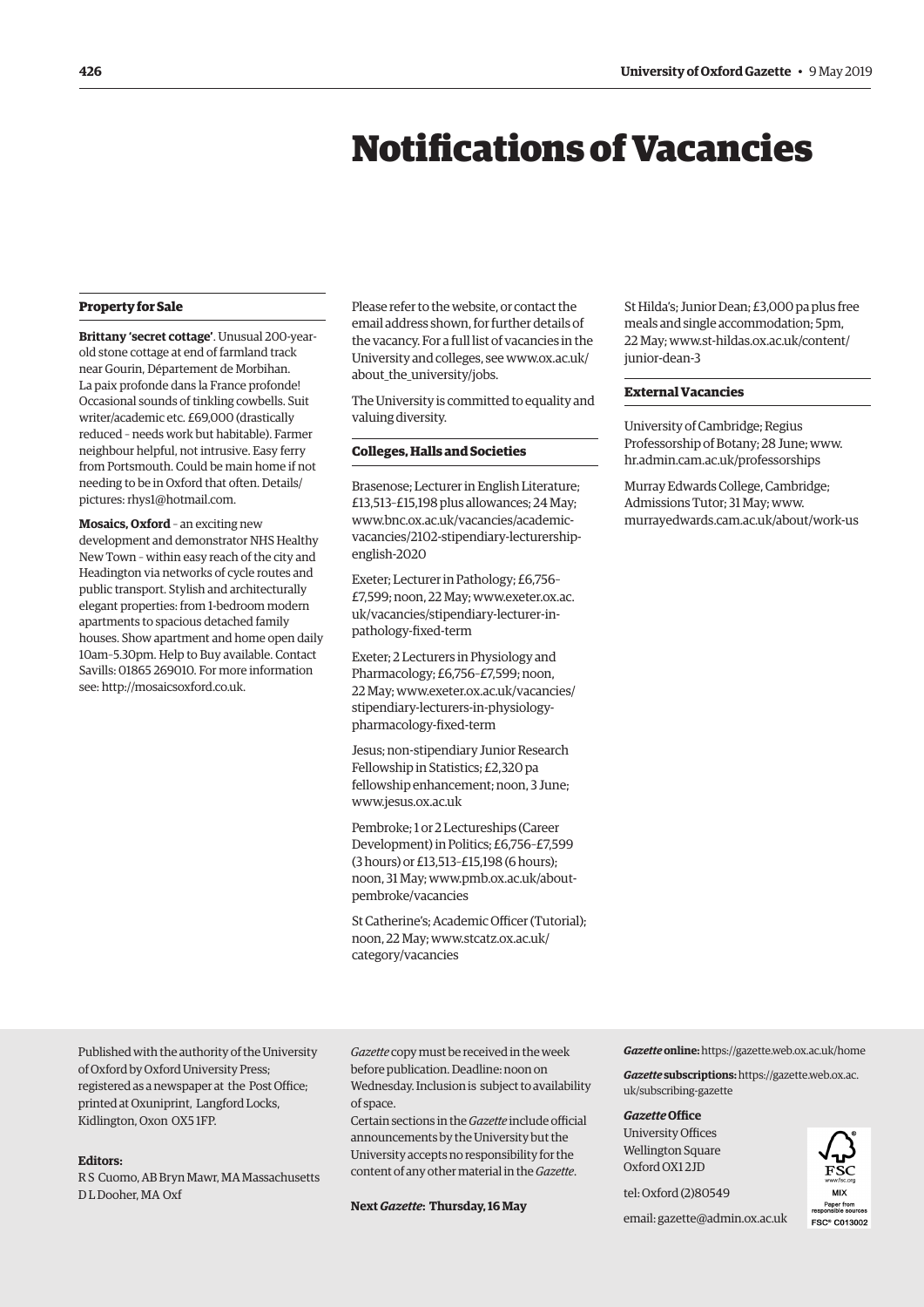# Notifications of Vacancies

### Property for Sale

**Brittany 'secret cottage'**. Unusual 200-year-old stone cottage at end of farmland track near Gourin, Département de Morbihan. La paix profonde dans la France profonde! Occasional sounds of tinkling cowbells. Suit writer/academic etc. £69,000 (drastically reduced – needs work but habitable). Farmer neighbour helpful, not intrusive. Easy ferry from Portsmouth. Could be main home if not needing to be in Oxford that often. Details/pictures: rhys1@hotmail.com.

**Mosaics, Oxford** – an exciting new development and demonstrator NHS Healthy New Town – within easy reach of the city and Headington via networks of cycle routes and public transport. Stylish and architecturally elegant properties: from 1-bedroom modern apartments to spacious detached family houses. Show apartment and home open daily 10am–5.30pm. Help to Buy available. Contact Savills: 01865 269010. For more information see: http://mosaicsoxford.co.uk.

Please refer to the website, or contact the email address shown, for further details of the vacancy. For a full list of vacancies in the University and colleges, see www.ox.ac.uk/about_the_university/jobs.

The University is committed to equality and valuing diversity.

### Colleges, Halls and Societies

Brasenose; Lecturer in English Literature; £13,513–£15,198 plus allowances; 24 May; www.bnc.ox.ac.uk/vacancies/academic-vacancies/2102-stipendiary-lecturership-english-2020

Exeter; Lecturer in Pathology; £6,756–£7,599; noon, 22 May; www.exeter.ox.ac.uk/vacancies/stipendiary-lecturer-in-pathology-fixed-term

Exeter; 2 Lecturers in Physiology and Pharmacology; £6,756–£7,599; noon, 22 May; www.exeter.ox.ac.uk/vacancies/stipendiary-lecturers-in-physiology-pharmacology-fixed-term

Jesus; non-stipendiary Junior Research Fellowship in Statistics; £2,320 pa fellowship enhancement; noon, 3 June; www.jesus.ox.ac.uk

Pembroke; 1 or 2 Lectureships (Career Development) in Politics; £6,756–£7,599 (3 hours) or £13,513–£15,198 (6 hours); noon, 31 May; www.pmb.ox.ac.uk/about-pembroke/vacancies

St Catherine's; Academic Officer (Tutorial); noon, 22 May; www.stcatz.ox.ac.uk/category/vacancies

St Hilda's; Junior Dean; £3,000 pa plus free meals and single accommodation; 5pm, 22 May; www.st-hildas.ox.ac.uk/content/junior-dean-3

### External Vacancies

University of Cambridge; Regius Professorship of Botany; 28 June; www.hr.admin.cam.ac.uk/professorships

Murray Edwards College, Cambridge; Admissions Tutor; 31 May; www.murrayedwards.cam.ac.uk/about/work-us

---

Published with the authority of the University of Oxford by Oxford University Press; registered as a newspaper at the Post Office; printed at Oxuniprint, Langford Locks, Kidlington, Oxon OX5 1FP.

**Editors:**
R S Cuomo, AB Bryn Mawr, MA Massachusetts
D L Dooher, MA Oxf

*Gazette* copy must be received in the week before publication. Deadline: noon on Wednesday. Inclusion is subject to availability of space.
Certain sections in the *Gazette* include official announcements by the University but the University accepts no responsibility for the content of any other material in the *Gazette*.

**Next *Gazette*: Thursday, 16 May**

***Gazette* online:** https://gazette.web.ox.ac.uk/home

***Gazette* subscriptions:** https://gazette.web.ox.ac.uk/subscribing-gazette

***Gazette* Office**
University Offices
Wellington Square
Oxford OX1 2JD

tel: Oxford (2)80549

email: gazette@admin.ox.ac.uk

FSC www.fsc.org MIX Paper from responsible sources FSC® C013002